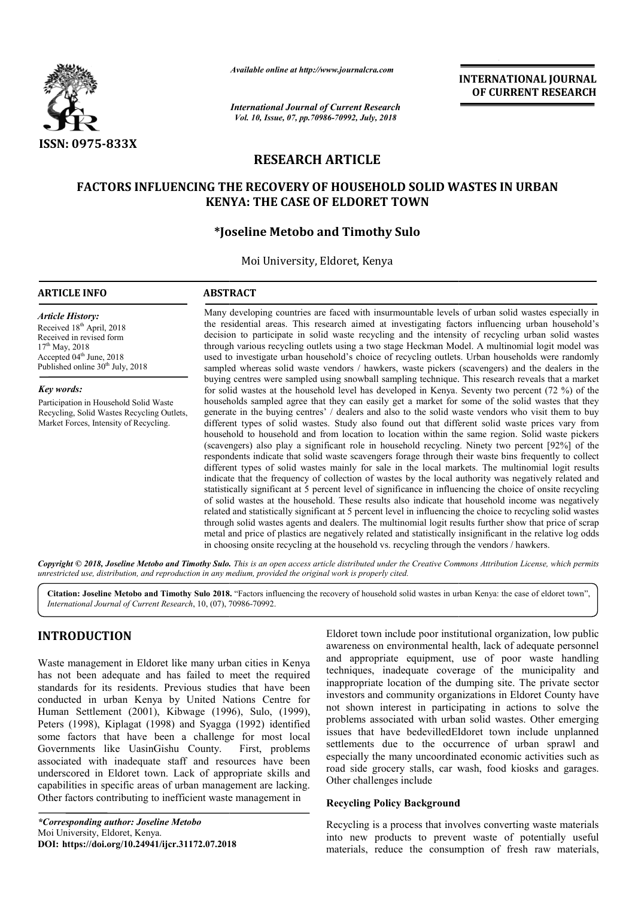# RESEARCH ARTICLE

## FACTORS INFLUENCING THE RECOVERY OF HOUSEHOLD SOLID WASTES IN URBAN KENYA: THE CASE OF ELDORET TOWN

**\*Joseline Metobo and Timothy Sulo**

Moi University, Eldoret, Kenya

### ARTICLE INFO

*Article History:*
Received 18th April, 2018
Received in revised form 17th May, 2018
Accepted 04th June, 2018
Published online 30th July, 2018

*Key words:*
Participation in Household Solid Waste Recycling, Solid Wastes Recycling Outlets, Market Forces, Intensity of Recycling.

### ABSTRACT

Many developing countries are faced with insurmountable levels of urban solid wastes especially in the residential areas. This research aimed at investigating factors influencing urban household's decision to participate in solid waste recycling and the intensity of recycling urban solid wastes through various recycling outlets using a two stage Heckman Model. A multinomial logit model was used to investigate urban household's choice of recycling outlets. Urban households were randomly sampled whereas solid waste vendors / hawkers, waste pickers (scavengers) and the dealers in the buying centres were sampled using snowball sampling technique. This research reveals that a market for solid wastes at the household level has developed in Kenya. Seventy two percent (72 %) of the households sampled agree that they can easily get a market for some of the solid wastes that they generate in the buying centres' / dealers and also to the solid waste vendors who visit them to buy different types of solid wastes. Study also found out that different solid waste prices vary from household to household and from location to location within the same region. Solid waste pickers (scavengers) also play a significant role in household recycling. Ninety two percent [92%] of the respondents indicate that solid waste scavengers forage through their waste bins frequently to collect different types of solid wastes mainly for sale in the local markets. The multinomial logit results indicate that the frequency of collection of wastes by the local authority was negatively related and statistically significant at 5 percent level of significance in influencing the choice of onsite recycling of solid wastes at the household. These results also indicate that household income was negatively related and statistically significant at 5 percent level in influencing the choice to recycling solid wastes through solid wastes agents and dealers. The multinomial logit results further show that price of scrap metal and price of plastics are negatively related and statistically insignificant in the relative log odds in choosing onsite recycling at the household vs. recycling through the vendors / hawkers.

*Copyright © 2018, Joseline Metobo and Timothy Sulo. This is an open access article distributed under the Creative Commons Attribution License, which permits unrestricted use, distribution, and reproduction in any medium, provided the original work is properly cited.*

**Citation: Joseline Metobo and Timothy Sulo 2018.** "Factors influencing the recovery of household solid wastes in urban Kenya: the case of eldoret town", *International Journal of Current Research*, 10, (07), 70986-70992.

## INTRODUCTION

Waste management in Eldoret like many urban cities in Kenya has not been adequate and has failed to meet the required standards for its residents. Previous studies that have been conducted in urban Kenya by United Nations Centre for Human Settlement (2001), Kibwage (1996), Sulo, (1999), Peters (1998), Kiplagat (1998) and Syagga (1992) identified some factors that have been a challenge for most local Governments like UasinGishu County. First, problems associated with inadequate staff and resources have been underscored in Eldoret town. Lack of appropriate skills and capabilities in specific areas of urban management are lacking. Other factors contributing to inefficient waste management in Eldoret town include poor institutional organization, low public awareness on environmental health, lack of adequate personnel and appropriate equipment, use of poor waste handling techniques, inadequate coverage of the municipality and inappropriate location of the dumping site. The private sector investors and community organizations in Eldoret County have not shown interest in participating in actions to solve the problems associated with urban solid wastes. Other emerging issues that have bedevilledEldoret town include unplanned settlements due to the occurrence of urban sprawl and especially the many uncoordinated economic activities such as road side grocery stalls, car wash, food kiosks and garages. Other challenges include

### Recycling Policy Background

Recycling is a process that involves converting waste materials into new products to prevent waste of potentially useful materials, reduce the consumption of fresh raw materials,

*\*Corresponding author: Joseline Metobo*
Moi University, Eldoret, Kenya.
**DOI: https://doi.org/10.24941/ijcr.31172.07.2018**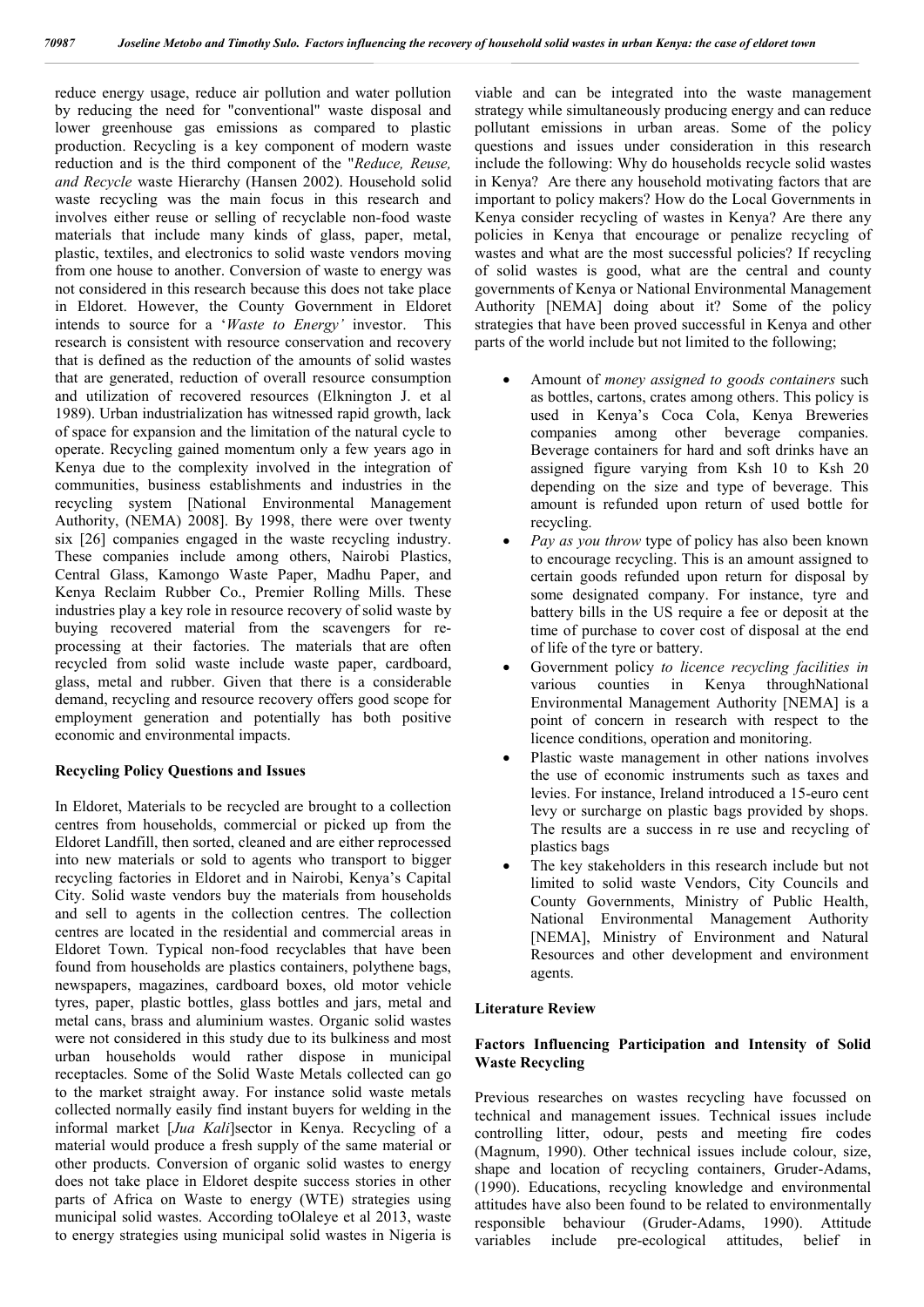reduce energy usage, reduce air pollution and water pollution by reducing the need for "conventional" waste disposal and lower greenhouse gas emissions as compared to plastic production. Recycling is a key component of modern waste reduction and is the third component of the "*Reduce, Reuse, and Recycle* waste Hierarchy (Hansen 2002). Household solid waste recycling was the main focus in this research and involves either reuse or selling of recyclable non-food waste materials that include many kinds of glass, paper, metal, plastic, textiles, and electronics to solid waste vendors moving from one house to another. Conversion of waste to energy was not considered in this research because this does not take place in Eldoret. However, the County Government in Eldoret intends to source for a '*Waste to Energy'* investor. This research is consistent with resource conservation and recovery that is defined as the reduction of the amounts of solid wastes that are generated, reduction of overall resource consumption and utilization of recovered resources (Elknington J. et al 1989). Urban industrialization has witnessed rapid growth, lack of space for expansion and the limitation of the natural cycle to operate. Recycling gained momentum only a few years ago in Kenya due to the complexity involved in the integration of communities, business establishments and industries in the recycling system [National Environmental Management Authority, (NEMA) 2008]. By 1998, there were over twenty six [26] companies engaged in the waste recycling industry. These companies include among others, Nairobi Plastics, Central Glass, Kamongo Waste Paper, Madhu Paper, and Kenya Reclaim Rubber Co., Premier Rolling Mills. These industries play a key role in resource recovery of solid waste by buying recovered material from the scavengers for re-processing at their factories. The materials that are often recycled from solid waste include waste paper, cardboard, glass, metal and rubber. Given that there is a considerable demand, recycling and resource recovery offers good scope for employment generation and potentially has both positive economic and environmental impacts.

### Recycling Policy Questions and Issues

In Eldoret, Materials to be recycled are brought to a collection centres from households, commercial or picked up from the Eldoret Landfill, then sorted, cleaned and are either reprocessed into new materials or sold to agents who transport to bigger recycling factories in Eldoret and in Nairobi, Kenya's Capital City. Solid waste vendors buy the materials from households and sell to agents in the collection centres. The collection centres are located in the residential and commercial areas in Eldoret Town. Typical non-food recyclables that have been found from households are plastics containers, polythene bags, newspapers, magazines, cardboard boxes, old motor vehicle tyres, paper, plastic bottles, glass bottles and jars, metal and metal cans, brass and aluminium wastes. Organic solid wastes were not considered in this study due to its bulkiness and most urban households would rather dispose in municipal receptacles. Some of the Solid Waste Metals collected can go to the market straight away. For instance solid waste metals collected normally easily find instant buyers for welding in the informal market [*Jua Kali*]sector in Kenya. Recycling of a material would produce a fresh supply of the same material or other products. Conversion of organic solid wastes to energy does not take place in Eldoret despite success stories in other parts of Africa on Waste to energy (WTE) strategies using municipal solid wastes. According toOlaleye et al 2013, waste to energy strategies using municipal solid wastes in Nigeria is viable and can be integrated into the waste management strategy while simultaneously producing energy and can reduce pollutant emissions in urban areas. Some of the policy questions and issues under consideration in this research include the following: Why do households recycle solid wastes in Kenya? Are there any household motivating factors that are important to policy makers? How do the Local Governments in Kenya consider recycling of wastes in Kenya? Are there any policies in Kenya that encourage or penalize recycling of wastes and what are the most successful policies? If recycling of solid wastes is good, what are the central and county governments of Kenya or National Environmental Management Authority [NEMA] doing about it? Some of the policy strategies that have been proved successful in Kenya and other parts of the world include but not limited to the following;

- Amount of *money assigned to goods containers* such as bottles, cartons, crates among others. This policy is used in Kenya's Coca Cola, Kenya Breweries companies among other beverage companies. Beverage containers for hard and soft drinks have an assigned figure varying from Ksh 10 to Ksh 20 depending on the size and type of beverage. This amount is refunded upon return of used bottle for recycling.
- *Pay as you throw* type of policy has also been known to encourage recycling. This is an amount assigned to certain goods refunded upon return for disposal by some designated company. For instance, tyre and battery bills in the US require a fee or deposit at the time of purchase to cover cost of disposal at the end of life of the tyre or battery.
- Government policy *to licence recycling facilities in* various counties in Kenya throughNational Environmental Management Authority [NEMA] is a point of concern in research with respect to the licence conditions, operation and monitoring.
- Plastic waste management in other nations involves the use of economic instruments such as taxes and levies. For instance, Ireland introduced a 15-euro cent levy or surcharge on plastic bags provided by shops. The results are a success in re use and recycling of plastics bags
- The key stakeholders in this research include but not limited to solid waste Vendors, City Councils and County Governments, Ministry of Public Health, National Environmental Management Authority [NEMA], Ministry of Environment and Natural Resources and other development and environment agents.

## Literature Review

### Factors Influencing Participation and Intensity of Solid Waste Recycling

Previous researches on wastes recycling have focussed on technical and management issues. Technical issues include controlling litter, odour, pests and meeting fire codes (Magnum, 1990). Other technical issues include colour, size, shape and location of recycling containers, Gruder-Adams, (1990). Educations, recycling knowledge and environmental attitudes have also been found to be related to environmentally responsible behaviour (Gruder-Adams, 1990). Attitude variables include pre-ecological attitudes, belief in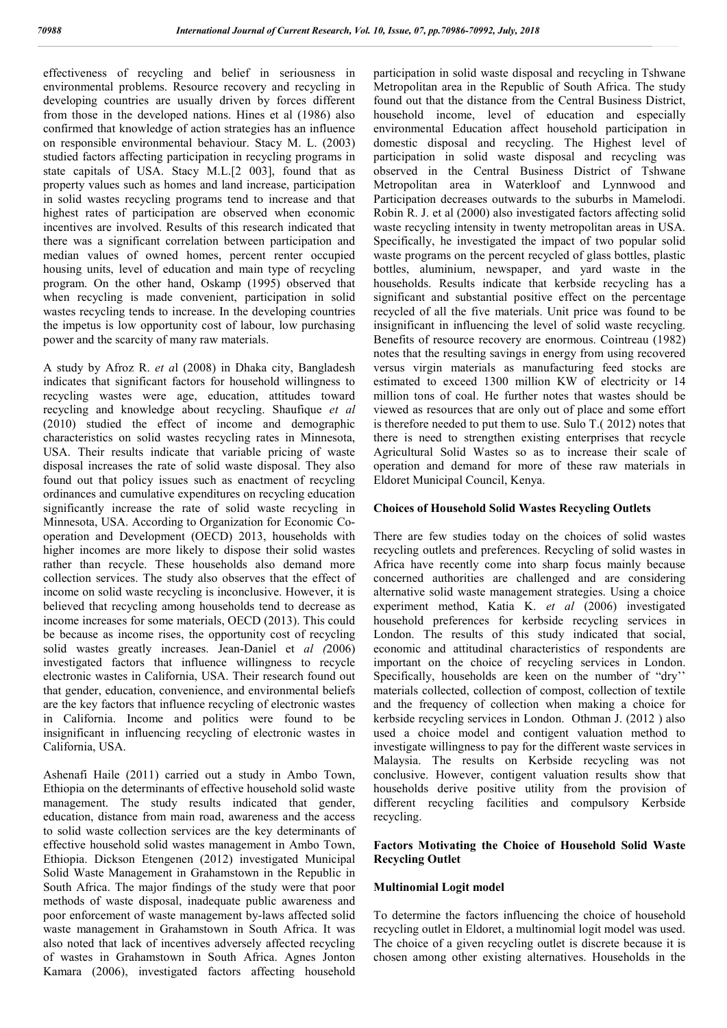effectiveness of recycling and belief in seriousness in environmental problems. Resource recovery and recycling in developing countries are usually driven by forces different from those in the developed nations. Hines et al (1986) also confirmed that knowledge of action strategies has an influence on responsible environmental behaviour. Stacy M. L. (2003) studied factors affecting participation in recycling programs in state capitals of USA. Stacy M.L.[2 003], found that as property values such as homes and land increase, participation in solid wastes recycling programs tend to increase and that highest rates of participation are observed when economic incentives are involved. Results of this research indicated that there was a significant correlation between participation and median values of owned homes, percent renter occupied housing units, level of education and main type of recycling program. On the other hand, Oskamp (1995) observed that when recycling is made convenient, participation in solid wastes recycling tends to increase. In the developing countries the impetus is low opportunity cost of labour, low purchasing power and the scarcity of many raw materials.

A study by Afroz R. *et a*l (2008) in Dhaka city, Bangladesh indicates that significant factors for household willingness to recycling wastes were age, education, attitudes toward recycling and knowledge about recycling. Shaufique *et al* (2010) studied the effect of income and demographic characteristics on solid wastes recycling rates in Minnesota, USA. Their results indicate that variable pricing of waste disposal increases the rate of solid waste disposal. They also found out that policy issues such as enactment of recycling ordinances and cumulative expenditures on recycling education significantly increase the rate of solid waste recycling in Minnesota, USA. According to Organization for Economic Co-operation and Development (OECD) 2013, households with higher incomes are more likely to dispose their solid wastes rather than recycle. These households also demand more collection services. The study also observes that the effect of income on solid waste recycling is inconclusive. However, it is believed that recycling among households tend to decrease as income increases for some materials, OECD (2013). This could be because as income rises, the opportunity cost of recycling solid wastes greatly increases. Jean-Daniel et *al (*2006) investigated factors that influence willingness to recycle electronic wastes in California, USA. Their research found out that gender, education, convenience, and environmental beliefs are the key factors that influence recycling of electronic wastes in California. Income and politics were found to be insignificant in influencing recycling of electronic wastes in California, USA.

Ashenafi Haile (2011) carried out a study in Ambo Town, Ethiopia on the determinants of effective household solid waste management. The study results indicated that gender, education, distance from main road, awareness and the access to solid waste collection services are the key determinants of effective household solid wastes management in Ambo Town, Ethiopia. Dickson Etengenen (2012) investigated Municipal Solid Waste Management in Grahamstown in the Republic in South Africa. The major findings of the study were that poor methods of waste disposal, inadequate public awareness and poor enforcement of waste management by-laws affected solid waste management in Grahamstown in South Africa. It was also noted that lack of incentives adversely affected recycling of wastes in Grahamstown in South Africa. Agnes Jonton Kamara (2006), investigated factors affecting household participation in solid waste disposal and recycling in Tshwane Metropolitan area in the Republic of South Africa. The study found out that the distance from the Central Business District, household income, level of education and especially environmental Education affect household participation in domestic disposal and recycling. The Highest level of participation in solid waste disposal and recycling was observed in the Central Business District of Tshwane Metropolitan area in Waterkloof and Lynnwood and Participation decreases outwards to the suburbs in Mamelodi. Robin R. J. et al (2000) also investigated factors affecting solid waste recycling intensity in twenty metropolitan areas in USA. Specifically, he investigated the impact of two popular solid waste programs on the percent recycled of glass bottles, plastic bottles, aluminium, newspaper, and yard waste in the households. Results indicate that kerbside recycling has a significant and substantial positive effect on the percentage recycled of all the five materials. Unit price was found to be insignificant in influencing the level of solid waste recycling. Benefits of resource recovery are enormous. Cointreau (1982) notes that the resulting savings in energy from using recovered versus virgin materials as manufacturing feed stocks are estimated to exceed 1300 million KW of electricity or 14 million tons of coal. He further notes that wastes should be viewed as resources that are only out of place and some effort is therefore needed to put them to use. Sulo T.( 2012) notes that there is need to strengthen existing enterprises that recycle Agricultural Solid Wastes so as to increase their scale of operation and demand for more of these raw materials in Eldoret Municipal Council, Kenya.

**Choices of Household Solid Wastes Recycling Outlets**

There are few studies today on the choices of solid wastes recycling outlets and preferences. Recycling of solid wastes in Africa have recently come into sharp focus mainly because concerned authorities are challenged and are considering alternative solid waste management strategies. Using a choice experiment method, Katia K. *et al* (2006) investigated household preferences for kerbside recycling services in London. The results of this study indicated that social, economic and attitudinal characteristics of respondents are important on the choice of recycling services in London. Specifically, households are keen on the number of "dry'' materials collected, collection of compost, collection of textile and the frequency of collection when making a choice for kerbside recycling services in London. Othman J. (2012 ) also used a choice model and contigent valuation method to investigate willingness to pay for the different waste services in Malaysia. The results on Kerbside recycling was not conclusive. However, contigent valuation results show that households derive positive utility from the provision of different recycling facilities and compulsory Kerbside recycling.

**Factors Motivating the Choice of Household Solid Waste Recycling Outlet**

**Multinomial Logit model**

To determine the factors influencing the choice of household recycling outlet in Eldoret, a multinomial logit model was used. The choice of a given recycling outlet is discrete because it is chosen among other existing alternatives. Households in the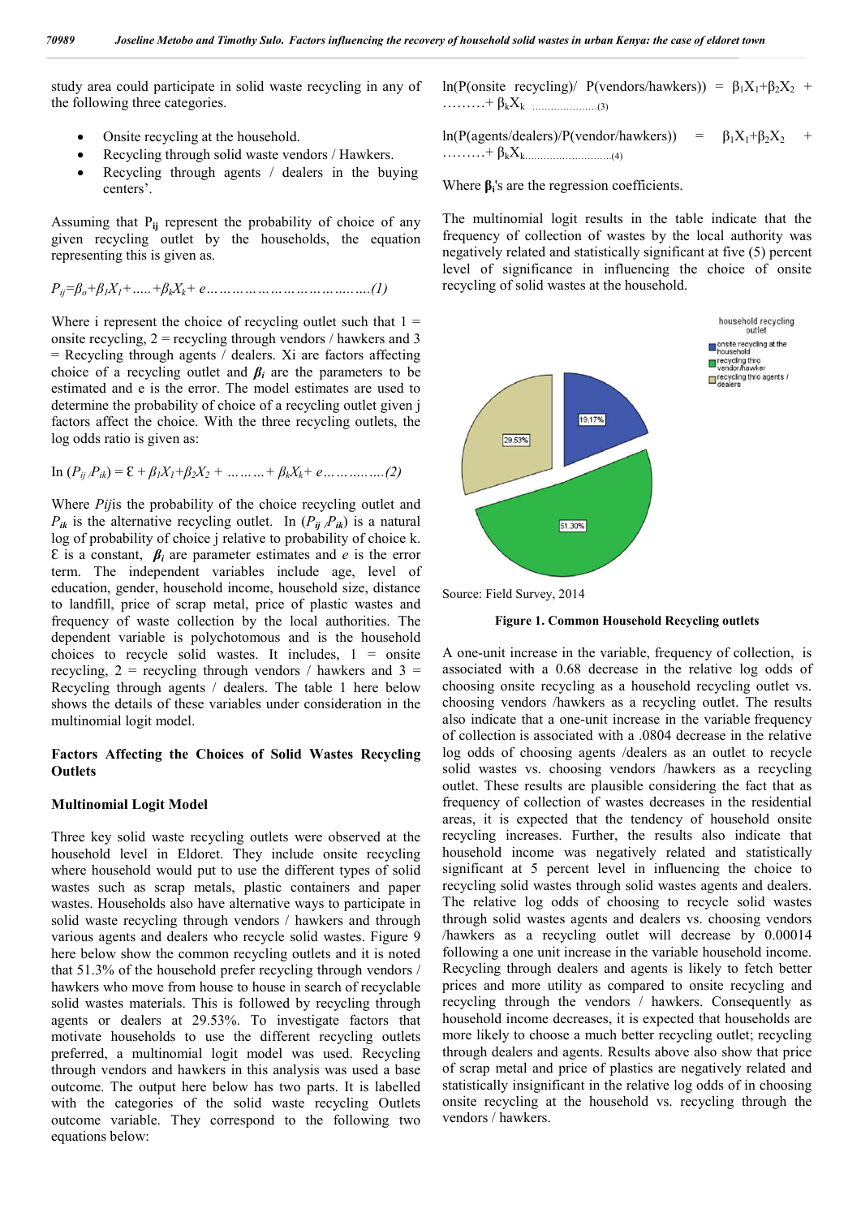study area could participate in solid waste recycling in any of the following three categories.

- Onsite recycling at the household.
- Recycling through solid waste vendors / Hawkers.
- Recycling through agents / dealers in the buying centers'.

Assuming that $P_{ij}$ represent the probability of choice of any given recycling outlet by the households, the equation representing this is given as.

$$P_{ij}=\beta_o+\beta_1 X_1+.....+\beta_k X_k+ e \quad \ldots\ldots\ldots\ldots\ldots\ldots\ldots(1)$$

Where i represent the choice of recycling outlet such that 1 = onsite recycling, 2 = recycling through vendors / hawkers and 3 = Recycling through agents / dealers. Xi are factors affecting choice of a recycling outlet and $\beta_i$ are the parameters to be estimated and e is the error. The model estimates are used to determine the probability of choice of a recycling outlet given j factors affect the choice. With the three recycling outlets, the log odds ratio is given as:

$$\text{In } (P_{ij} /P_{ik}) = \varepsilon + \beta_1 X_1+\beta_2 X_2 + \ldots\ldots\ldots+ \beta_k X_k+ e\ldots\ldots\ldots\ldots(2)$$

Where $Pij$is the probability of the choice recycling outlet and $P_{ik}$ is the alternative recycling outlet. In $(P_{ij} /P_{ik})$ is a natural log of probability of choice j relative to probability of choice k. Ɛ is a constant, $\beta_i$ are parameter estimates and $e$ is the error term. The independent variables include age, level of education, gender, household income, household size, distance to landfill, price of scrap metal, price of plastic wastes and frequency of waste collection by the local authorities. The dependent variable is polychotomous and is the household choices to recycle solid wastes. It includes, 1 = onsite recycling, 2 = recycling through vendors / hawkers and 3 = Recycling through agents / dealers. The table 1 here below shows the details of these variables under consideration in the multinomial logit model.

## Factors Affecting the Choices of Solid Wastes Recycling Outlets

### Multinomial Logit Model

Three key solid waste recycling outlets were observed at the household level in Eldoret. They include onsite recycling where household would put to use the different types of solid wastes such as scrap metals, plastic containers and paper wastes. Households also have alternative ways to participate in solid waste recycling through vendors / hawkers and through various agents and dealers who recycle solid wastes. Figure 9 here below show the common recycling outlets and it is noted that 51.3% of the household prefer recycling through vendors / hawkers who move from house to house in search of recyclable solid wastes materials. This is followed by recycling through agents or dealers at 29.53%. To investigate factors that motivate households to use the different recycling outlets preferred, a multinomial logit model was used. Recycling through vendors and hawkers in this analysis was used a base outcome. The output here below has two parts. It is labelled with the categories of the solid waste recycling Outlets outcome variable. They correspond to the following two equations below:

$$\ln(P(\text{onsite recycling})/ P(\text{vendors/hawkers})) = \beta_1 X_1+\beta_2 X_2 + \ldots\ldots\ldots+ \beta_k X_k \quad \ldots\ldots\ldots\ldots(3)$$

$$\ln(P(\text{agents/dealers})/P(\text{vendor/hawkers})) = \beta_1 X_1+\beta_2 X_2 + \ldots\ldots\ldots+ \beta_k X_k \ldots\ldots\ldots\ldots(4)$$

Where $\beta_i$'s are the regression coefficients.

The multinomial logit results in the table indicate that the frequency of collection of wastes by the local authority was negatively related and statistically significant at five (5) percent level of significance in influencing the choice of onsite recycling of solid wastes at the household.

Source: Field Survey, 2014

**Figure 1. Common Household Recycling outlets**

A one-unit increase in the variable, frequency of collection, is associated with a 0.68 decrease in the relative log odds of choosing onsite recycling as a household recycling outlet vs. choosing vendors /hawkers as a recycling outlet. The results also indicate that a one-unit increase in the variable frequency of collection is associated with a .0804 decrease in the relative log odds of choosing agents /dealers as an outlet to recycle solid wastes vs. choosing vendors /hawkers as a recycling outlet. These results are plausible considering the fact that as frequency of collection of wastes decreases in the residential areas, it is expected that the tendency of household onsite recycling increases. Further, the results also indicate that household income was negatively related and statistically significant at 5 percent level in influencing the choice to recycling solid wastes through solid wastes agents and dealers. The relative log odds of choosing to recycle solid wastes through solid wastes agents and dealers vs. choosing vendors /hawkers as a recycling outlet will decrease by 0.00014 following a one unit increase in the variable household income. Recycling through dealers and agents is likely to fetch better prices and more utility as compared to onsite recycling and recycling through the vendors / hawkers. Consequently as household income decreases, it is expected that households are more likely to choose a much better recycling outlet; recycling through dealers and agents. Results above also show that price of scrap metal and price of plastics are negatively related and statistically insignificant in the relative log odds of in choosing onsite recycling at the household vs. recycling through the vendors / hawkers.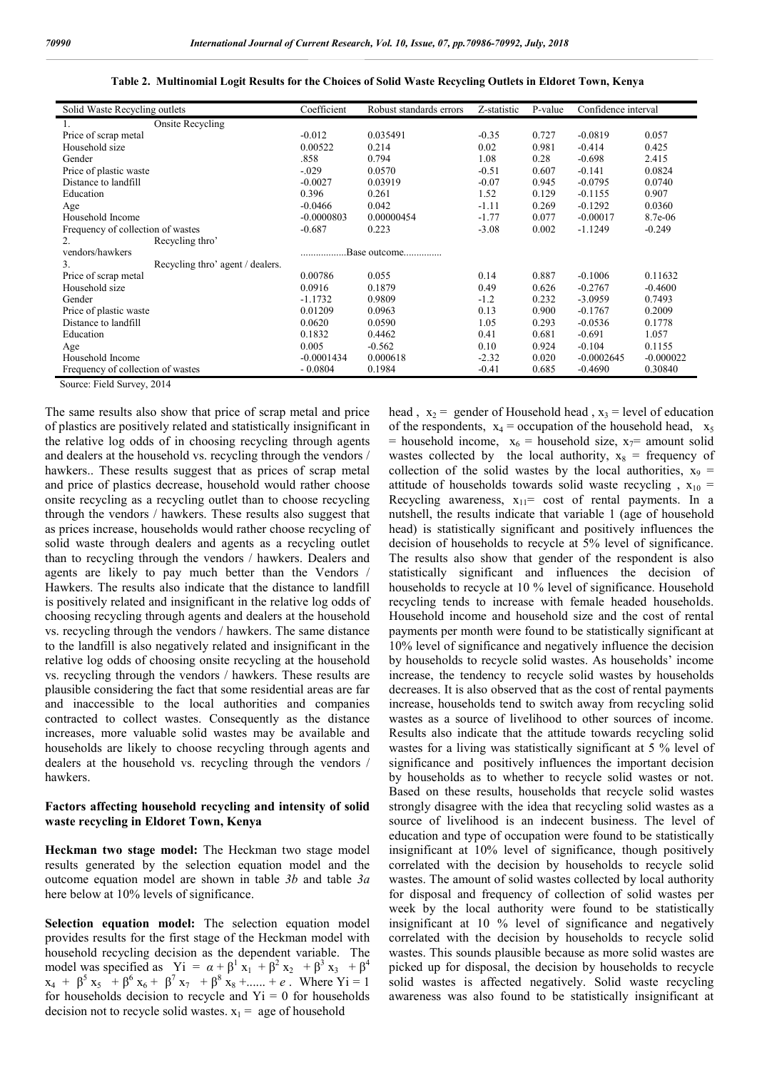**Table 2. Multinomial Logit Results for the Choices of Solid Waste Recycling Outlets in Eldoret Town, Kenya**

| Solid Waste Recycling outlets | Coefficient | Robust standards errors | Z-statistic | P-value | Confidence interval | |
|---|---|---|---|---|---|---|
| 1. Onsite Recycling | | | | | | |
| Price of scrap metal | -0.012 | 0.035491 | -0.35 | 0.727 | -0.0819 | 0.057 |
| Household size | 0.00522 | 0.214 | 0.02 | 0.981 | -0.414 | 0.425 |
| Gender | .858 | 0.794 | 1.08 | 0.28 | -0.698 | 2.415 |
| Price of plastic waste | -.029 | 0.0570 | -0.51 | 0.607 | -0.141 | 0.0824 |
| Distance to landfill | -0.0027 | 0.03919 | -0.07 | 0.945 | -0.0795 | 0.0740 |
| Education | 0.396 | 0.261 | 1.52 | 0.129 | -0.1155 | 0.907 |
| Age | -0.0466 | 0.042 | -1.11 | 0.269 | -0.1292 | 0.0360 |
| Household Income | -0.0000803 | 0.00000454 | -1.77 | 0.077 | -0.00017 | 8.7e-06 |
| Frequency of collection of wastes | -0.687 | 0.223 | -3.08 | 0.002 | -1.1249 | -0.249 |
| 2. Recycling thro' vendors/hawkers | ..................Base outcome............... | | | | | |
| 3. Recycling thro' agent / dealers. | | | | | | |
| Price of scrap metal | 0.00786 | 0.055 | 0.14 | 0.887 | -0.1006 | 0.11632 |
| Household size | 0.0916 | 0.1879 | 0.49 | 0.626 | -0.2767 | -0.4600 |
| Gender | -1.1732 | 0.9809 | -1.2 | 0.232 | -3.0959 | 0.7493 |
| Price of plastic waste | 0.01209 | 0.0963 | 0.13 | 0.900 | -0.1767 | 0.2009 |
| Distance to landfill | 0.0620 | 0.0590 | 1.05 | 0.293 | -0.0536 | 0.1778 |
| Education | 0.1832 | 0.4462 | 0.41 | 0.681 | -0.691 | 1.057 |
| Age | 0.005 | -0.562 | 0.10 | 0.924 | -0.104 | 0.1155 |
| Household Income | -0.0001434 | 0.000618 | -2.32 | 0.020 | -0.0002645 | -0.000022 |
| Frequency of collection of wastes | - 0.0804 | 0.1984 | -0.41 | 0.685 | -0.4690 | 0.30840 |

Source: Field Survey, 2014

The same results also show that price of scrap metal and price of plastics are positively related and statistically insignificant in the relative log odds of in choosing recycling through agents and dealers at the household vs. recycling through the vendors / hawkers.. These results suggest that as prices of scrap metal and price of plastics decrease, household would rather choose onsite recycling as a recycling outlet than to choose recycling through the vendors / hawkers. These results also suggest that as prices increase, households would rather choose recycling of solid waste through dealers and agents as a recycling outlet than to recycling through the vendors / hawkers. Dealers and agents are likely to pay much better than the Vendors / Hawkers. The results also indicate that the distance to landfill is positively related and insignificant in the relative log odds of choosing recycling through agents and dealers at the household vs. recycling through the vendors / hawkers. The same distance to the landfill is also negatively related and insignificant in the relative log odds of choosing onsite recycling at the household vs. recycling through the vendors / hawkers. These results are plausible considering the fact that some residential areas are far and inaccessible to the local authorities and companies contracted to collect wastes. Consequently as the distance increases, more valuable solid wastes may be available and households are likely to choose recycling through agents and dealers at the household vs. recycling through the vendors / hawkers.

### Factors affecting household recycling and intensity of solid waste recycling in Eldoret Town, Kenya

**Heckman two stage model:** The Heckman two stage model results generated by the selection equation model and the outcome equation model are shown in table *3b* and table *3a* here below at 10% levels of significance.

**Selection equation model:** The selection equation model provides results for the first stage of the Heckman model with household recycling decision as the dependent variable. The model was specified as $Yi = \alpha + \beta^1 x_1 + \beta^2 x_2 + \beta^3 x_3 + \beta^4 x_4 + \beta^5 x_5 + \beta^6 x_6 + \beta^7 x_7 + \beta^8 x_8 + ...... + e$ . Where Yi = 1 for households decision to recycle and Yi = 0 for households decision not to recycle solid wastes. $x_1$ = age of household head , $x_2$ = gender of Household head , $x_3$ = level of education of the respondents, $x_4$ = occupation of the household head, $x_5$ = household income, $x_6$ = household size, $x_7$= amount solid wastes collected by the local authority, $x_8$ = frequency of collection of the solid wastes by the local authorities, $x_9$ = attitude of households towards solid waste recycling , $x_{10}$ = Recycling awareness, $x_{11}$= cost of rental payments. In a nutshell, the results indicate that variable 1 (age of household head) is statistically significant and positively influences the decision of households to recycle at 5% level of significance. The results also show that gender of the respondent is also statistically significant and influences the decision of households to recycle at 10 % level of significance. Household recycling tends to increase with female headed households. Household income and household size and the cost of rental payments per month were found to be statistically significant at 10% level of significance and negatively influence the decision by households to recycle solid wastes. As households' income increase, the tendency to recycle solid wastes by households decreases. It is also observed that as the cost of rental payments increase, households tend to switch away from recycling solid wastes as a source of livelihood to other sources of income. Results also indicate that the attitude towards recycling solid wastes for a living was statistically significant at 5 % level of significance and positively influences the important decision by households as to whether to recycle solid wastes or not. Based on these results, households that recycle solid wastes strongly disagree with the idea that recycling solid wastes as a source of livelihood is an indecent business. The level of education and type of occupation were found to be statistically insignificant at 10% level of significance, though positively correlated with the decision by households to recycle solid wastes. The amount of solid wastes collected by local authority for disposal and frequency of collection of solid wastes per week by the local authority were found to be statistically insignificant at 10 % level of significance and negatively correlated with the decision by households to recycle solid wastes. This sounds plausible because as more solid wastes are picked up for disposal, the decision by households to recycle solid wastes is affected negatively. Solid waste recycling awareness was also found to be statistically insignificant at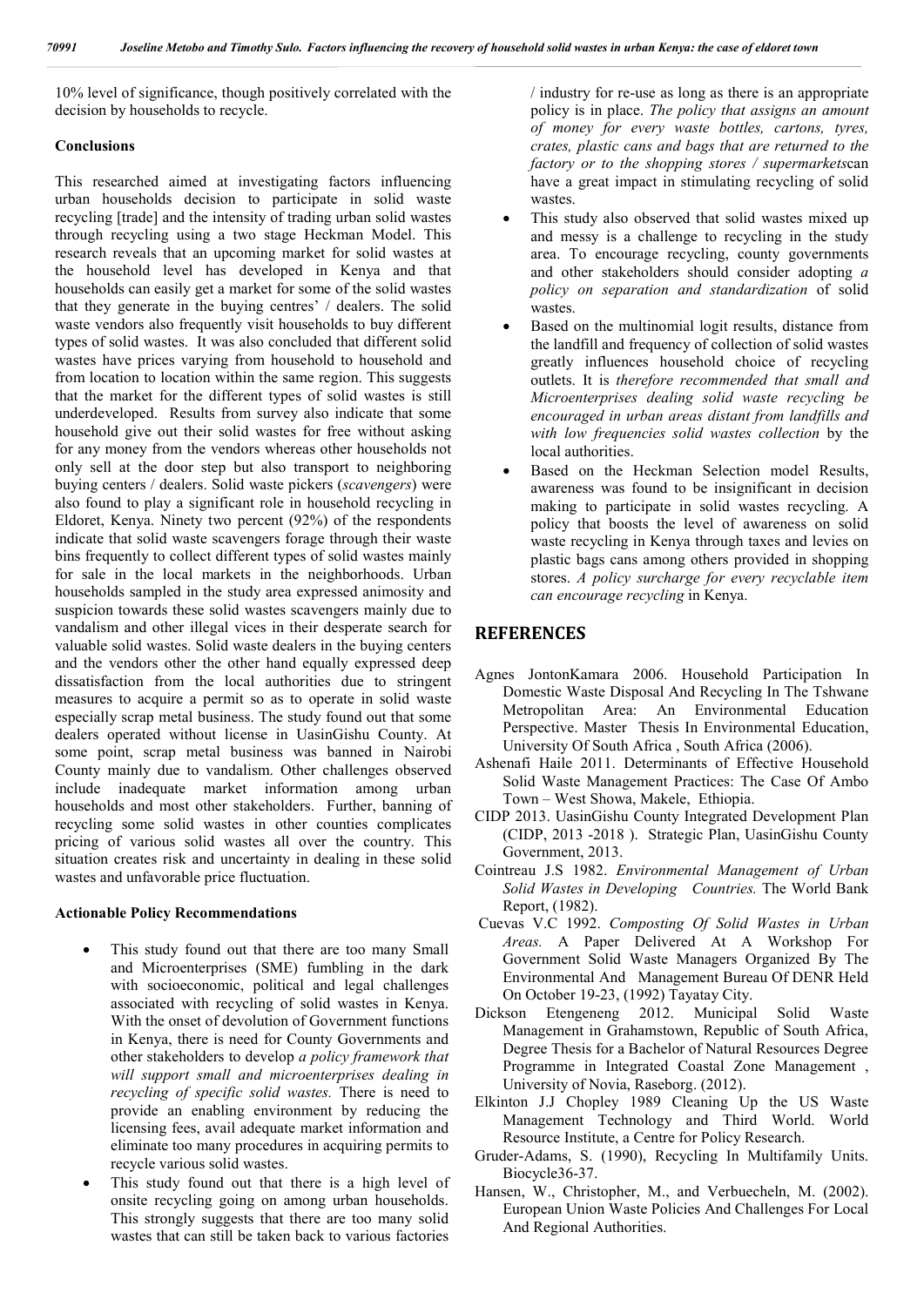10% level of significance, though positively correlated with the decision by households to recycle.

### Conclusions

This researched aimed at investigating factors influencing urban households decision to participate in solid waste recycling [trade] and the intensity of trading urban solid wastes through recycling using a two stage Heckman Model. This research reveals that an upcoming market for solid wastes at the household level has developed in Kenya and that households can easily get a market for some of the solid wastes that they generate in the buying centres' / dealers. The solid waste vendors also frequently visit households to buy different types of solid wastes. It was also concluded that different solid wastes have prices varying from household to household and from location to location within the same region. This suggests that the market for the different types of solid wastes is still underdeveloped. Results from survey also indicate that some household give out their solid wastes for free without asking for any money from the vendors whereas other households not only sell at the door step but also transport to neighboring buying centers / dealers. Solid waste pickers (*scavengers*) were also found to play a significant role in household recycling in Eldoret, Kenya. Ninety two percent (92%) of the respondents indicate that solid waste scavengers forage through their waste bins frequently to collect different types of solid wastes mainly for sale in the local markets in the neighborhoods. Urban households sampled in the study area expressed animosity and suspicion towards these solid wastes scavengers mainly due to vandalism and other illegal vices in their desperate search for valuable solid wastes. Solid waste dealers in the buying centers and the vendors other the other hand equally expressed deep dissatisfaction from the local authorities due to stringent measures to acquire a permit so as to operate in solid waste especially scrap metal business. The study found out that some dealers operated without license in UasinGishu County. At some point, scrap metal business was banned in Nairobi County mainly due to vandalism. Other challenges observed include inadequate market information among urban households and most other stakeholders. Further, banning of recycling some solid wastes in other counties complicates pricing of various solid wastes all over the country. This situation creates risk and uncertainty in dealing in these solid wastes and unfavorable price fluctuation.

### Actionable Policy Recommendations

- This study found out that there are too many Small and Microenterprises (SME) fumbling in the dark with socioeconomic, political and legal challenges associated with recycling of solid wastes in Kenya. With the onset of devolution of Government functions in Kenya, there is need for County Governments and other stakeholders to develop *a policy framework that will support small and microenterprises dealing in recycling of specific solid wastes.* There is need to provide an enabling environment by reducing the licensing fees, avail adequate market information and eliminate too many procedures in acquiring permits to recycle various solid wastes.
- This study found out that there is a high level of onsite recycling going on among urban households. This strongly suggests that there are too many solid wastes that can still be taken back to various factories / industry for re-use as long as there is an appropriate policy is in place. *The policy that assigns an amount of money for every waste bottles, cartons, tyres, crates, plastic cans and bags that are returned to the factory or to the shopping stores / supermarkets*can have a great impact in stimulating recycling of solid wastes.
- This study also observed that solid wastes mixed up and messy is a challenge to recycling in the study area. To encourage recycling, county governments and other stakeholders should consider adopting *a policy on separation and standardization* of solid wastes.
- Based on the multinomial logit results, distance from the landfill and frequency of collection of solid wastes greatly influences household choice of recycling outlets. It is *therefore recommended that small and Microenterprises dealing solid waste recycling be encouraged in urban areas distant from landfills and with low frequencies solid wastes collection* by the local authorities.
- Based on the Heckman Selection model Results, awareness was found to be insignificant in decision making to participate in solid wastes recycling. A policy that boosts the level of awareness on solid waste recycling in Kenya through taxes and levies on plastic bags cans among others provided in shopping stores. *A policy surcharge for every recyclable item can encourage recycling* in Kenya.

## REFERENCES

Agnes JontonKamara 2006. Household Participation In Domestic Waste Disposal And Recycling In The Tshwane Metropolitan Area: An Environmental Education Perspective. Master Thesis In Environmental Education, University Of South Africa , South Africa (2006).

Ashenafi Haile 2011. Determinants of Effective Household Solid Waste Management Practices: The Case Of Ambo Town – West Showa, Makele, Ethiopia.

CIDP 2013. UasinGishu County Integrated Development Plan (CIDP, 2013 -2018 ). Strategic Plan, UasinGishu County Government, 2013.

Cointreau J.S 1982. *Environmental Management of Urban Solid Wastes in Developing Countries.* The World Bank Report, (1982).

Cuevas V.C 1992. *Composting Of Solid Wastes in Urban Areas.* A Paper Delivered At A Workshop For Government Solid Waste Managers Organized By The Environmental And Management Bureau Of DENR Held On October 19-23, (1992) Tayatay City.

Dickson Etengeneng 2012. Municipal Solid Waste Management in Grahamstown, Republic of South Africa, Degree Thesis for a Bachelor of Natural Resources Degree Programme in Integrated Coastal Zone Management , University of Novia, Raseborg. (2012).

Elkinton J.J Chopley 1989 Cleaning Up the US Waste Management Technology and Third World. World Resource Institute, a Centre for Policy Research.

Gruder-Adams, S. (1990), Recycling In Multifamily Units. Biocycle36-37.

Hansen, W., Christopher, M., and Verbuecheln, M. (2002). European Union Waste Policies And Challenges For Local And Regional Authorities.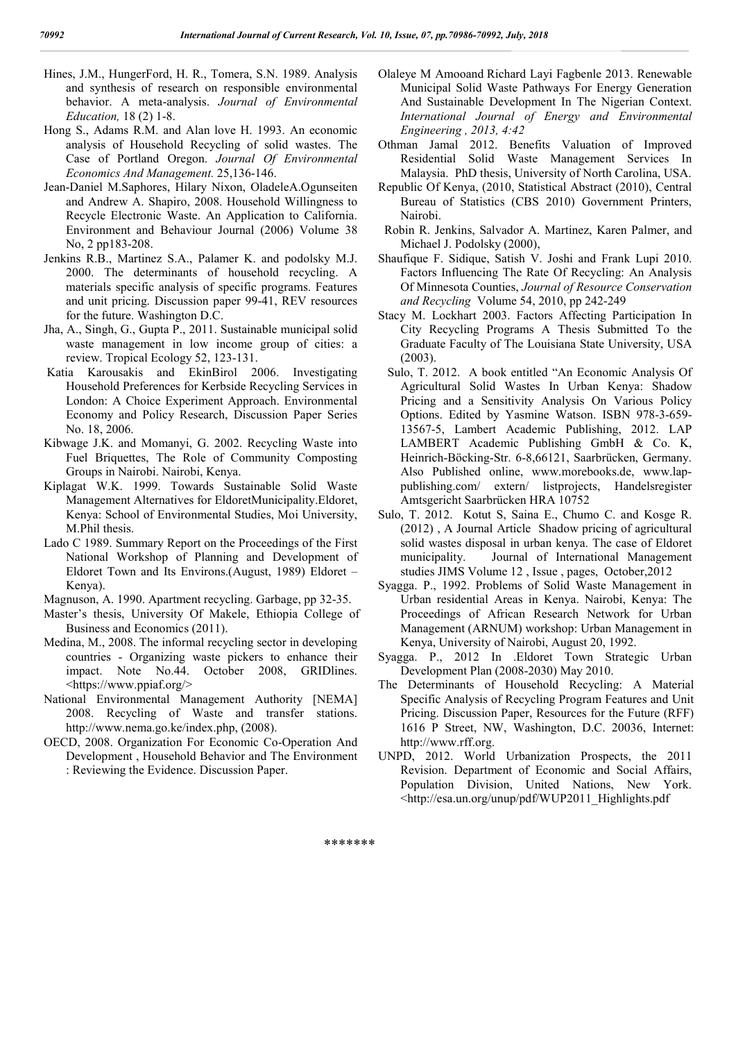Hines, J.M., HungerFord, H. R., Tomera, S.N. 1989. Analysis and synthesis of research on responsible environmental behavior. A meta-analysis. *Journal of Environmental Education,* 18 (2) 1-8.

Hong S., Adams R.M. and Alan love H. 1993. An economic analysis of Household Recycling of solid wastes. The Case of Portland Oregon. *Journal Of Environmental Economics And Management.* 25,136-146.

Jean-Daniel M.Saphores, Hilary Nixon, OladeleA.Ogunseiten and Andrew A. Shapiro, 2008. Household Willingness to Recycle Electronic Waste. An Application to California. Environment and Behaviour Journal (2006) Volume 38 No, 2 pp183-208.

Jenkins R.B., Martinez S.A., Palamer K. and podolsky M.J. 2000. The determinants of household recycling. A materials specific analysis of specific programs. Features and unit pricing. Discussion paper 99-41, REV resources for the future. Washington D.C.

Jha, A., Singh, G., Gupta P., 2011. Sustainable municipal solid waste management in low income group of cities: a review. Tropical Ecology 52, 123-131.

Katia Karousakis and EkinBirol 2006. Investigating Household Preferences for Kerbside Recycling Services in London: A Choice Experiment Approach. Environmental Economy and Policy Research, Discussion Paper Series No. 18, 2006.

Kibwage J.K. and Momanyi, G. 2002. Recycling Waste into Fuel Briquettes, The Role of Community Composting Groups in Nairobi. Nairobi, Kenya.

Kiplagat W.K. 1999. Towards Sustainable Solid Waste Management Alternatives for EldoretMunicipality.Eldoret, Kenya: School of Environmental Studies, Moi University, M.Phil thesis.

Lado C 1989. Summary Report on the Proceedings of the First National Workshop of Planning and Development of Eldoret Town and Its Environs.(August, 1989) Eldoret – Kenya).

Magnuson, A. 1990. Apartment recycling. Garbage, pp 32-35.

Master's thesis, University Of Makele, Ethiopia College of Business and Economics (2011).

Medina, M., 2008. The informal recycling sector in developing countries - Organizing waste pickers to enhance their impact. Note No.44. October 2008, GRIDlines. <https://www.ppiaf.org/>

National Environmental Management Authority [NEMA] 2008. Recycling of Waste and transfer stations. http://www.nema.go.ke/index.php, (2008).

OECD, 2008. Organization For Economic Co-Operation And Development , Household Behavior and The Environment : Reviewing the Evidence. Discussion Paper.

Olaleye M Amooand Richard Layi Fagbenle 2013. Renewable Municipal Solid Waste Pathways For Energy Generation And Sustainable Development In The Nigerian Context. *International Journal of Energy and Environmental Engineering , 2013, 4:42*

Othman Jamal 2012. Benefits Valuation of Improved Residential Solid Waste Management Services In Malaysia. PhD thesis, University of North Carolina, USA.

Republic Of Kenya, (2010, Statistical Abstract (2010), Central Bureau of Statistics (CBS 2010) Government Printers, Nairobi.

Robin R. Jenkins, Salvador A. Martinez, Karen Palmer, and Michael J. Podolsky (2000),

Shaufique F. Sidique, Satish V. Joshi and Frank Lupi 2010. Factors Influencing The Rate Of Recycling: An Analysis Of Minnesota Counties, *Journal of Resource Conservation and Recycling* Volume 54, 2010, pp 242-249

Stacy M. Lockhart 2003. Factors Affecting Participation In City Recycling Programs A Thesis Submitted To the Graduate Faculty of The Louisiana State University, USA (2003).

Sulo, T. 2012. A book entitled "An Economic Analysis Of Agricultural Solid Wastes In Urban Kenya: Shadow Pricing and a Sensitivity Analysis On Various Policy Options. Edited by Yasmine Watson. ISBN 978-3-659-13567-5, Lambert Academic Publishing, 2012. LAP LAMBERT Academic Publishing GmbH & Co. K, Heinrich-Böcking-Str. 6-8,66121, Saarbrücken, Germany. Also Published online, www.morebooks.de, www.lap-publishing.com/ extern/ listprojects, Handelsregister Amtsgericht Saarbrücken HRA 10752

Sulo, T. 2012. Kotut S, Saina E., Chumo C. and Kosge R. (2012) , A Journal Article Shadow pricing of agricultural solid wastes disposal in urban kenya. The case of Eldoret municipality. Journal of International Management studies JIMS Volume 12 , Issue , pages, October,2012

Syagga. P., 1992. Problems of Solid Waste Management in Urban residential Areas in Kenya. Nairobi, Kenya: The Proceedings of African Research Network for Urban Management (ARNUM) workshop: Urban Management in Kenya, University of Nairobi, August 20, 1992.

Syagga. P., 2012 In .Eldoret Town Strategic Urban Development Plan (2008-2030) May 2010.

The Determinants of Household Recycling: A Material Specific Analysis of Recycling Program Features and Unit Pricing. Discussion Paper, Resources for the Future (RFF) 1616 P Street, NW, Washington, D.C. 20036, Internet: http://www.rff.org.

UNPD, 2012. World Urbanization Prospects, the 2011 Revision. Department of Economic and Social Affairs, Population Division, United Nations, New York. <http://esa.un.org/unup/pdf/WUP2011_Highlights.pdf

\*\*\*\*\*\*\*